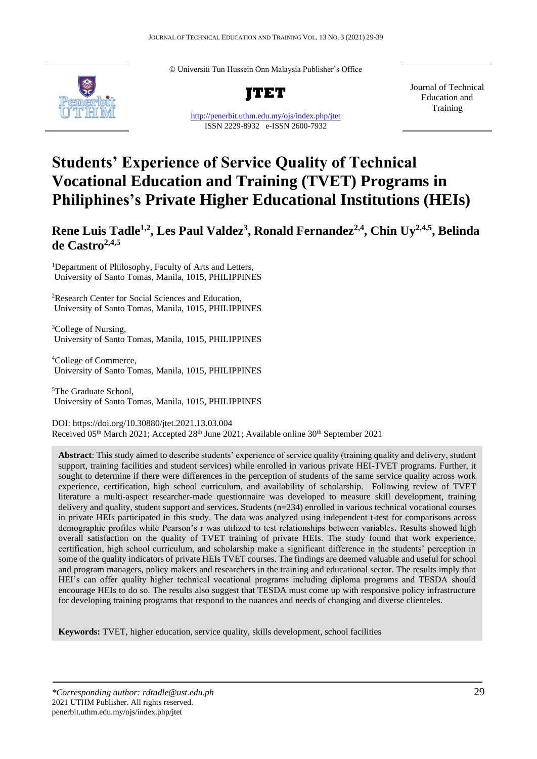© Universiti Tun Hussein Onn Malaysia Publisher's Office

**JTET**

http://penerbit.uthm.edu.my/ojs/index.php/jtet

ISSN 2229-8932 e-ISSN 2600-7932

Journal of Technical Education and Training

# Students' Experience of Service Quality of Technical Vocational Education and Training (TVET) Programs in Philiphines's Private Higher Educational Institutions (HEIs)

**Rene Luis Tadle[1,2], Les Paul Valdez[3], Ronald Fernandez[2,4], Chin Uy[2,4,5], Belinda de Castro[2,4,5]**

[1]Department of Philosophy, Faculty of Arts and Letters, University of Santo Tomas, Manila, 1015, PHILIPPINES

[2]Research Center for Social Sciences and Education, University of Santo Tomas, Manila, 1015, PHILIPPINES

[3]College of Nursing, University of Santo Tomas, Manila, 1015, PHILIPPINES

[4]College of Commerce, University of Santo Tomas, Manila, 1015, PHILIPPINES

[5]The Graduate School, University of Santo Tomas, Manila, 1015, PHILIPPINES

DOI: https://doi.org/10.30880/jtet.2021.13.03.004

Received 05th March 2021; Accepted 28th June 2021; Available online 30th September 2021

**Abstract**: This study aimed to describe students' experience of service quality (training quality and delivery, student support, training facilities and student services) while enrolled in various private HEI-TVET programs. Further, it sought to determine if there were differences in the perception of students of the same service quality across work experience, certification, high school curriculum, and availability of scholarship. Following review of TVET literature a multi-aspect researcher-made questionnaire was developed to measure skill development, training delivery and quality, student support and services**.** Students (n=234) enrolled in various technical vocational courses in private HEIs participated in this study. The data was analyzed using independent t-test for comparisons across demographic profiles while Pearson's r was utilized to test relationships between variables**.** Results showed high overall satisfaction on the quality of TVET training of private HEIs. The study found that work experience, certification, high school curriculum, and scholarship make a significant difference in the students' perception in some of the quality indicators of private HEIs TVET courses. The findings are deemed valuable and useful for school and program managers, policy makers and researchers in the training and educational sector. The results imply that HEI's can offer quality higher technical vocational programs including diploma programs and TESDA should encourage HEIs to do so. The results also suggest that TESDA must come up with responsive policy infrastructure for developing training programs that respond to the nuances and needs of changing and diverse clienteles.

**Keywords:** TVET, higher education, service quality, skills development, school facilities

*\*Corresponding author: rdtadle@ust.edu.ph*

2021 UTHM Publisher. All rights reserved.

penerbit.uthm.edu.my/ojs/index.php/jtet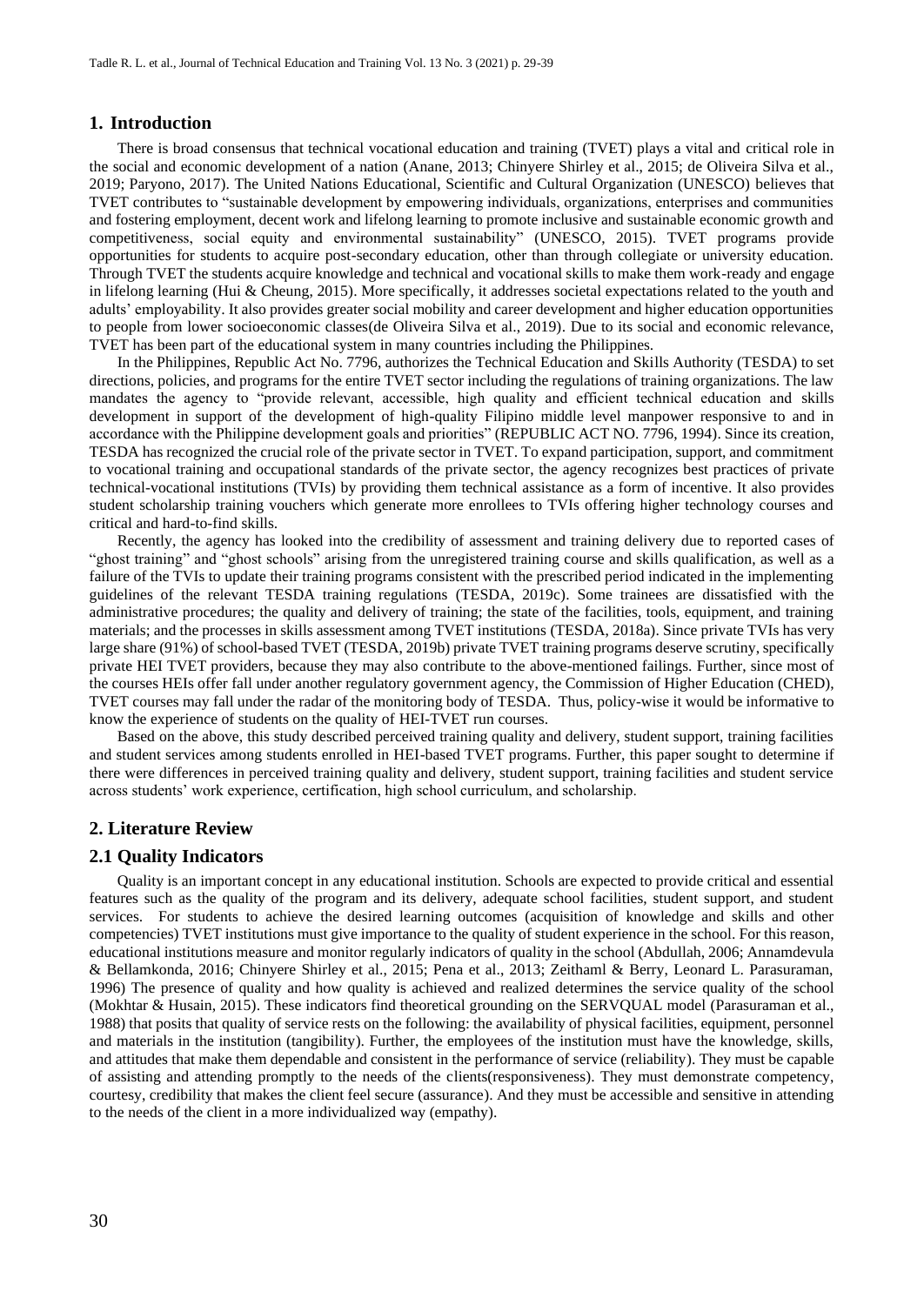## 1. Introduction

There is broad consensus that technical vocational education and training (TVET) plays a vital and critical role in the social and economic development of a nation (Anane, 2013; Chinyere Shirley et al., 2015; de Oliveira Silva et al., 2019; Paryono, 2017). The United Nations Educational, Scientific and Cultural Organization (UNESCO) believes that TVET contributes to "sustainable development by empowering individuals, organizations, enterprises and communities and fostering employment, decent work and lifelong learning to promote inclusive and sustainable economic growth and competitiveness, social equity and environmental sustainability" (UNESCO, 2015). TVET programs provide opportunities for students to acquire post-secondary education, other than through collegiate or university education. Through TVET the students acquire knowledge and technical and vocational skills to make them work-ready and engage in lifelong learning (Hui & Cheung, 2015). More specifically, it addresses societal expectations related to the youth and adults' employability. It also provides greater social mobility and career development and higher education opportunities to people from lower socioeconomic classes(de Oliveira Silva et al., 2019). Due to its social and economic relevance, TVET has been part of the educational system in many countries including the Philippines.

In the Philippines, Republic Act No. 7796, authorizes the Technical Education and Skills Authority (TESDA) to set directions, policies, and programs for the entire TVET sector including the regulations of training organizations. The law mandates the agency to "provide relevant, accessible, high quality and efficient technical education and skills development in support of the development of high-quality Filipino middle level manpower responsive to and in accordance with the Philippine development goals and priorities" (REPUBLIC ACT NO. 7796, 1994). Since its creation, TESDA has recognized the crucial role of the private sector in TVET. To expand participation, support, and commitment to vocational training and occupational standards of the private sector, the agency recognizes best practices of private technical-vocational institutions (TVIs) by providing them technical assistance as a form of incentive. It also provides student scholarship training vouchers which generate more enrollees to TVIs offering higher technology courses and critical and hard-to-find skills.

Recently, the agency has looked into the credibility of assessment and training delivery due to reported cases of "ghost training" and "ghost schools" arising from the unregistered training course and skills qualification, as well as a failure of the TVIs to update their training programs consistent with the prescribed period indicated in the implementing guidelines of the relevant TESDA training regulations (TESDA, 2019c). Some trainees are dissatisfied with the administrative procedures; the quality and delivery of training; the state of the facilities, tools, equipment, and training materials; and the processes in skills assessment among TVET institutions (TESDA, 2018a). Since private TVIs has very large share (91%) of school-based TVET (TESDA, 2019b) private TVET training programs deserve scrutiny, specifically private HEI TVET providers, because they may also contribute to the above-mentioned failings. Further, since most of the courses HEIs offer fall under another regulatory government agency, the Commission of Higher Education (CHED), TVET courses may fall under the radar of the monitoring body of TESDA. Thus, policy-wise it would be informative to know the experience of students on the quality of HEI-TVET run courses.

Based on the above, this study described perceived training quality and delivery, student support, training facilities and student services among students enrolled in HEI-based TVET programs. Further, this paper sought to determine if there were differences in perceived training quality and delivery, student support, training facilities and student service across students' work experience, certification, high school curriculum, and scholarship.

## 2. Literature Review

### 2.1 Quality Indicators

Quality is an important concept in any educational institution. Schools are expected to provide critical and essential features such as the quality of the program and its delivery, adequate school facilities, student support, and student services. For students to achieve the desired learning outcomes (acquisition of knowledge and skills and other competencies) TVET institutions must give importance to the quality of student experience in the school. For this reason, educational institutions measure and monitor regularly indicators of quality in the school (Abdullah, 2006; Annamdevula & Bellamkonda, 2016; Chinyere Shirley et al., 2015; Pena et al., 2013; Zeithaml & Berry, Leonard L. Parasuraman, 1996) The presence of quality and how quality is achieved and realized determines the service quality of the school (Mokhtar & Husain, 2015). These indicators find theoretical grounding on the SERVQUAL model (Parasuraman et al., 1988) that posits that quality of service rests on the following: the availability of physical facilities, equipment, personnel and materials in the institution (tangibility). Further, the employees of the institution must have the knowledge, skills, and attitudes that make them dependable and consistent in the performance of service (reliability). They must be capable of assisting and attending promptly to the needs of the clients(responsiveness). They must demonstrate competency, courtesy, credibility that makes the client feel secure (assurance). And they must be accessible and sensitive in attending to the needs of the client in a more individualized way (empathy).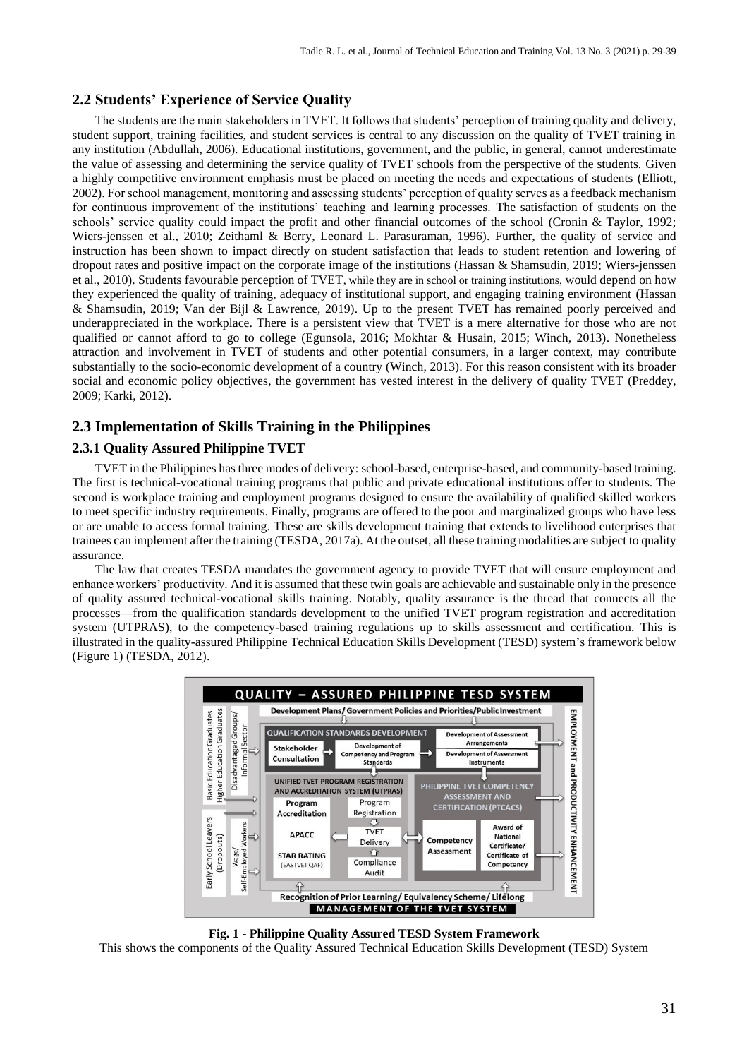## 2.2 Students' Experience of Service Quality

The students are the main stakeholders in TVET. It follows that students' perception of training quality and delivery, student support, training facilities, and student services is central to any discussion on the quality of TVET training in any institution (Abdullah, 2006). Educational institutions, government, and the public, in general, cannot underestimate the value of assessing and determining the service quality of TVET schools from the perspective of the students. Given a highly competitive environment emphasis must be placed on meeting the needs and expectations of students (Elliott, 2002). For school management, monitoring and assessing students' perception of quality serves as a feedback mechanism for continuous improvement of the institutions' teaching and learning processes. The satisfaction of students on the schools' service quality could impact the profit and other financial outcomes of the school (Cronin & Taylor, 1992; Wiers-jenssen et al., 2010; Zeithaml & Berry, Leonard L. Parasuraman, 1996). Further, the quality of service and instruction has been shown to impact directly on student satisfaction that leads to student retention and lowering of dropout rates and positive impact on the corporate image of the institutions (Hassan & Shamsudin, 2019; Wiers-jenssen et al., 2010). Students favourable perception of TVET, while they are in school or training institutions, would depend on how they experienced the quality of training, adequacy of institutional support, and engaging training environment (Hassan & Shamsudin, 2019; Van der Bijl & Lawrence, 2019). Up to the present TVET has remained poorly perceived and underappreciated in the workplace. There is a persistent view that TVET is a mere alternative for those who are not qualified or cannot afford to go to college (Egunsola, 2016; Mokhtar & Husain, 2015; Winch, 2013). Nonetheless attraction and involvement in TVET of students and other potential consumers, in a larger context, may contribute substantially to the socio-economic development of a country (Winch, 2013). For this reason consistent with its broader social and economic policy objectives, the government has vested interest in the delivery of quality TVET (Preddey, 2009; Karki, 2012).

## 2.3 Implementation of Skills Training in the Philippines

### 2.3.1 Quality Assured Philippine TVET

TVET in the Philippines has three modes of delivery: school-based, enterprise-based, and community-based training. The first is technical-vocational training programs that public and private educational institutions offer to students. The second is workplace training and employment programs designed to ensure the availability of qualified skilled workers to meet specific industry requirements. Finally, programs are offered to the poor and marginalized groups who have less or are unable to access formal training. These are skills development training that extends to livelihood enterprises that trainees can implement after the training (TESDA, 2017a). At the outset, all these training modalities are subject to quality assurance.

The law that creates TESDA mandates the government agency to provide TVET that will ensure employment and enhance workers' productivity. And it is assumed that these twin goals are achievable and sustainable only in the presence of quality assured technical-vocational skills training. Notably, quality assurance is the thread that connects all the processes—from the qualification standards development to the unified TVET program registration and accreditation system (UTPRAS), to the competency-based training regulations up to skills assessment and certification. This is illustrated in the quality-assured Philippine Technical Education Skills Development (TESD) system's framework below (Figure 1) (TESDA, 2012).

**Fig. 1 - Philippine Quality Assured TESD System Framework**

This shows the components of the Quality Assured Technical Education Skills Development (TESD) System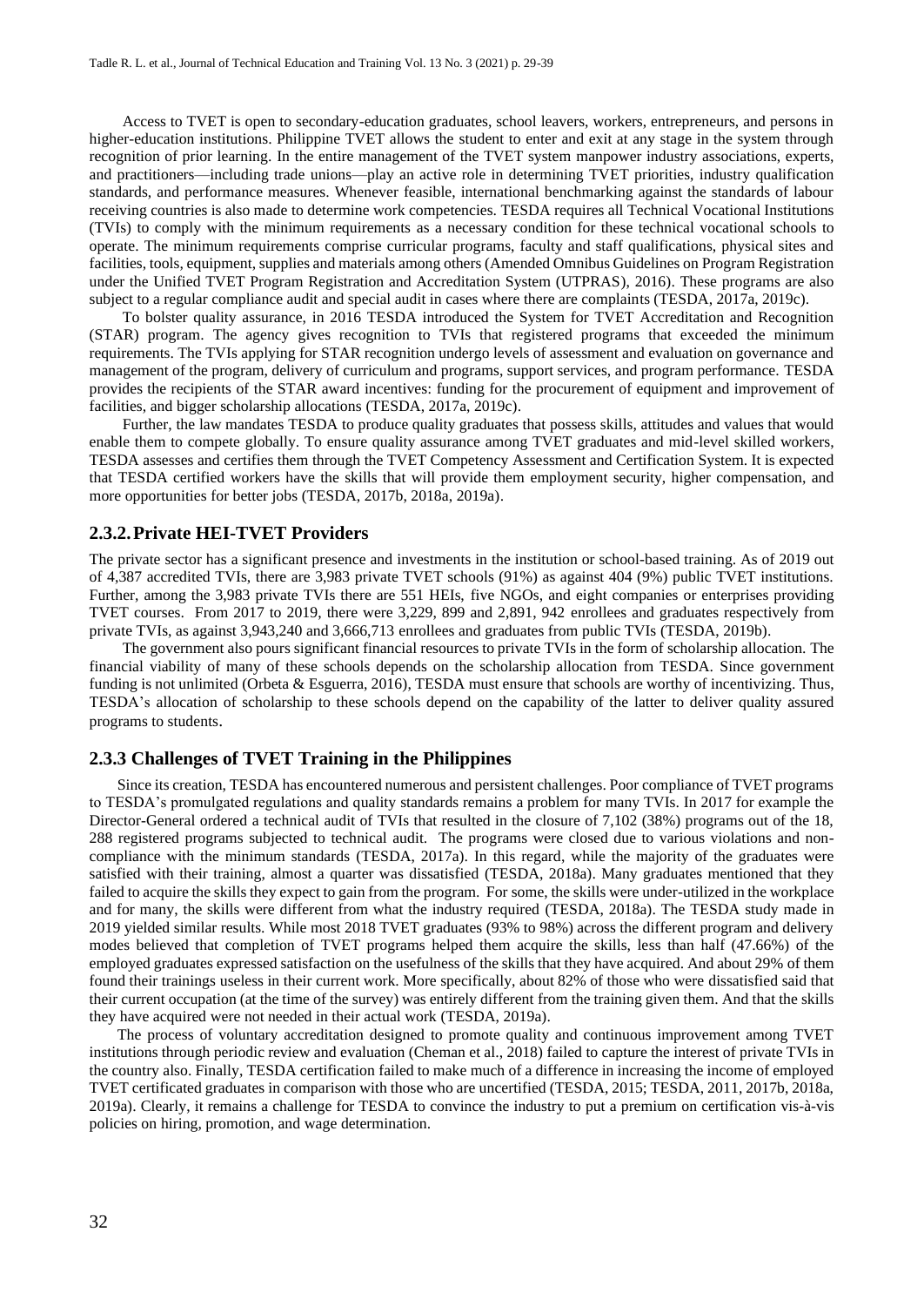Access to TVET is open to secondary-education graduates, school leavers, workers, entrepreneurs, and persons in higher-education institutions. Philippine TVET allows the student to enter and exit at any stage in the system through recognition of prior learning. In the entire management of the TVET system manpower industry associations, experts, and practitioners—including trade unions—play an active role in determining TVET priorities, industry qualification standards, and performance measures. Whenever feasible, international benchmarking against the standards of labour receiving countries is also made to determine work competencies. TESDA requires all Technical Vocational Institutions (TVIs) to comply with the minimum requirements as a necessary condition for these technical vocational schools to operate. The minimum requirements comprise curricular programs, faculty and staff qualifications, physical sites and facilities, tools, equipment, supplies and materials among others (Amended Omnibus Guidelines on Program Registration under the Unified TVET Program Registration and Accreditation System (UTPRAS), 2016). These programs are also subject to a regular compliance audit and special audit in cases where there are complaints (TESDA, 2017a, 2019c).

To bolster quality assurance, in 2016 TESDA introduced the System for TVET Accreditation and Recognition (STAR) program. The agency gives recognition to TVIs that registered programs that exceeded the minimum requirements. The TVIs applying for STAR recognition undergo levels of assessment and evaluation on governance and management of the program, delivery of curriculum and programs, support services, and program performance. TESDA provides the recipients of the STAR award incentives: funding for the procurement of equipment and improvement of facilities, and bigger scholarship allocations (TESDA, 2017a, 2019c).

Further, the law mandates TESDA to produce quality graduates that possess skills, attitudes and values that would enable them to compete globally. To ensure quality assurance among TVET graduates and mid-level skilled workers, TESDA assesses and certifies them through the TVET Competency Assessment and Certification System. It is expected that TESDA certified workers have the skills that will provide them employment security, higher compensation, and more opportunities for better jobs (TESDA, 2017b, 2018a, 2019a).

### 2.3.2. Private HEI-TVET Providers

The private sector has a significant presence and investments in the institution or school-based training. As of 2019 out of 4,387 accredited TVIs, there are 3,983 private TVET schools (91%) as against 404 (9%) public TVET institutions. Further, among the 3,983 private TVIs there are 551 HEIs, five NGOs, and eight companies or enterprises providing TVET courses. From 2017 to 2019, there were 3,229, 899 and 2,891, 942 enrollees and graduates respectively from private TVIs, as against 3,943,240 and 3,666,713 enrollees and graduates from public TVIs (TESDA, 2019b).

The government also pours significant financial resources to private TVIs in the form of scholarship allocation. The financial viability of many of these schools depends on the scholarship allocation from TESDA. Since government funding is not unlimited (Orbeta & Esguerra, 2016), TESDA must ensure that schools are worthy of incentivizing. Thus, TESDA's allocation of scholarship to these schools depend on the capability of the latter to deliver quality assured programs to students.

### 2.3.3 Challenges of TVET Training in the Philippines

Since its creation, TESDA has encountered numerous and persistent challenges. Poor compliance of TVET programs to TESDA's promulgated regulations and quality standards remains a problem for many TVIs. In 2017 for example the Director-General ordered a technical audit of TVIs that resulted in the closure of 7,102 (38%) programs out of the 18, 288 registered programs subjected to technical audit. The programs were closed due to various violations and non-compliance with the minimum standards (TESDA, 2017a). In this regard, while the majority of the graduates were satisfied with their training, almost a quarter was dissatisfied (TESDA, 2018a). Many graduates mentioned that they failed to acquire the skills they expect to gain from the program. For some, the skills were under-utilized in the workplace and for many, the skills were different from what the industry required (TESDA, 2018a). The TESDA study made in 2019 yielded similar results. While most 2018 TVET graduates (93% to 98%) across the different program and delivery modes believed that completion of TVET programs helped them acquire the skills, less than half (47.66%) of the employed graduates expressed satisfaction on the usefulness of the skills that they have acquired. And about 29% of them found their trainings useless in their current work. More specifically, about 82% of those who were dissatisfied said that their current occupation (at the time of the survey) was entirely different from the training given them. And that the skills they have acquired were not needed in their actual work (TESDA, 2019a).

The process of voluntary accreditation designed to promote quality and continuous improvement among TVET institutions through periodic review and evaluation (Cheman et al., 2018) failed to capture the interest of private TVIs in the country also. Finally, TESDA certification failed to make much of a difference in increasing the income of employed TVET certificated graduates in comparison with those who are uncertified (TESDA, 2015; TESDA, 2011, 2017b, 2018a, 2019a). Clearly, it remains a challenge for TESDA to convince the industry to put a premium on certification vis-à-vis policies on hiring, promotion, and wage determination.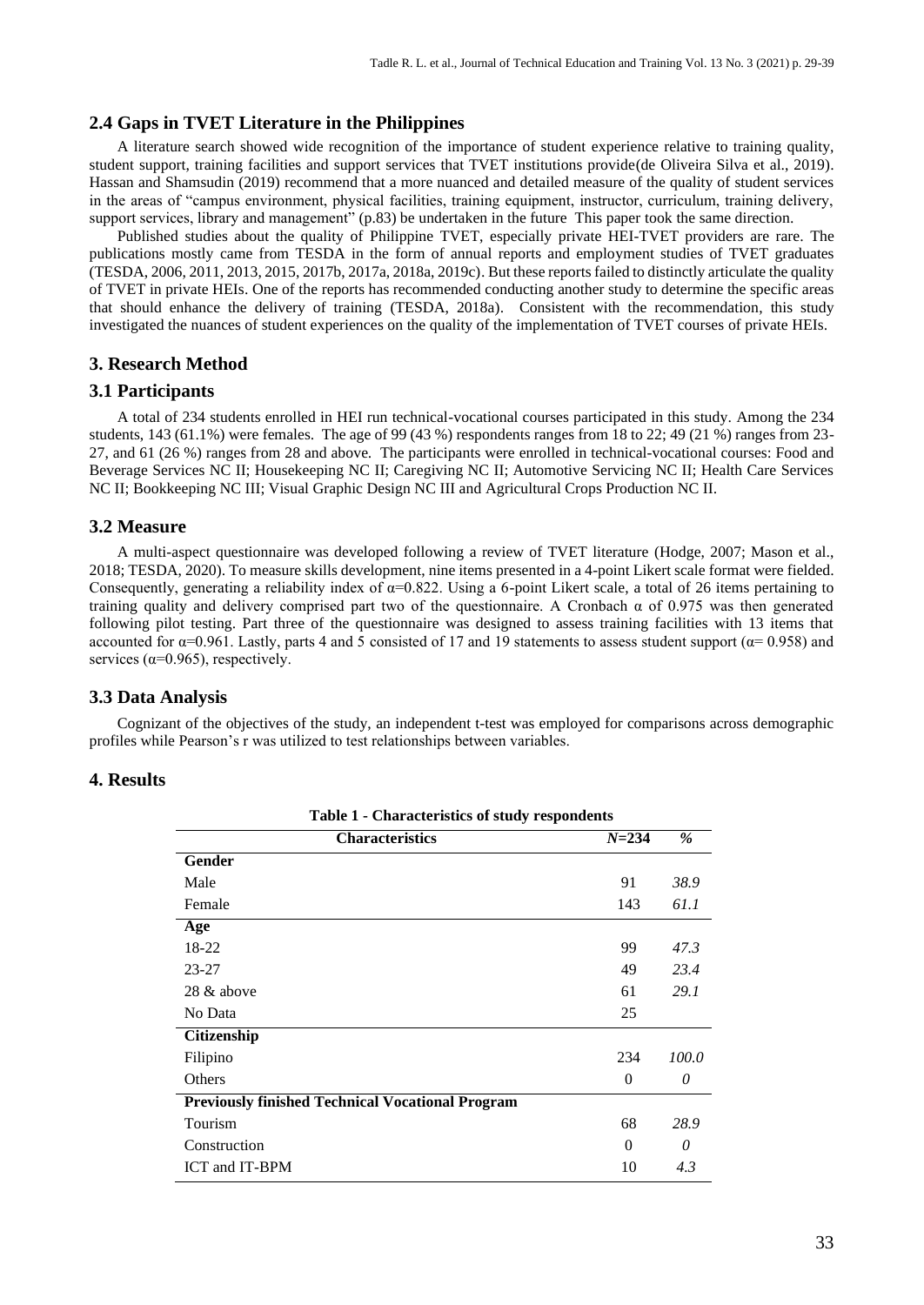## 2.4 Gaps in TVET Literature in the Philippines

A literature search showed wide recognition of the importance of student experience relative to training quality, student support, training facilities and support services that TVET institutions provide(de Oliveira Silva et al., 2019). Hassan and Shamsudin (2019) recommend that a more nuanced and detailed measure of the quality of student services in the areas of "campus environment, physical facilities, training equipment, instructor, curriculum, training delivery, support services, library and management" (p.83) be undertaken in the future This paper took the same direction.

Published studies about the quality of Philippine TVET, especially private HEI-TVET providers are rare. The publications mostly came from TESDA in the form of annual reports and employment studies of TVET graduates (TESDA, 2006, 2011, 2013, 2015, 2017b, 2017a, 2018a, 2019c). But these reports failed to distinctly articulate the quality of TVET in private HEIs. One of the reports has recommended conducting another study to determine the specific areas that should enhance the delivery of training (TESDA, 2018a). Consistent with the recommendation, this study investigated the nuances of student experiences on the quality of the implementation of TVET courses of private HEIs.

# 3. Research Method

## 3.1 Participants

A total of 234 students enrolled in HEI run technical-vocational courses participated in this study. Among the 234 students, 143 (61.1%) were females. The age of 99 (43 %) respondents ranges from 18 to 22; 49 (21 %) ranges from 23-27, and 61 (26 %) ranges from 28 and above. The participants were enrolled in technical-vocational courses: Food and Beverage Services NC II; Housekeeping NC II; Caregiving NC II; Automotive Servicing NC II; Health Care Services NC II; Bookkeeping NC III; Visual Graphic Design NC III and Agricultural Crops Production NC II.

## 3.2 Measure

A multi-aspect questionnaire was developed following a review of TVET literature (Hodge, 2007; Mason et al., 2018; TESDA, 2020). To measure skills development, nine items presented in a 4-point Likert scale format were fielded. Consequently, generating a reliability index of $\alpha$=0.822. Using a 6-point Likert scale, a total of 26 items pertaining to training quality and delivery comprised part two of the questionnaire. A Cronbach $\alpha$ of 0.975 was then generated following pilot testing. Part three of the questionnaire was designed to assess training facilities with 13 items that accounted for $\alpha$=0.961. Lastly, parts 4 and 5 consisted of 17 and 19 statements to assess student support ($\alpha$= 0.958) and services ($\alpha$=0.965), respectively.

## 3.3 Data Analysis

Cognizant of the objectives of the study, an independent t-test was employed for comparisons across demographic profiles while Pearson's r was utilized to test relationships between variables.

# 4. Results

**Table 1 - Characteristics of study respondents**

| Characteristics | *N*=234 | *%* |
|---|---|---|
| **Gender** | | |
| Male | 91 | *38.9* |
| Female | 143 | *61.1* |
| **Age** | | |
| 18-22 | 99 | *47.3* |
| 23-27 | 49 | *23.4* |
| 28 & above | 61 | *29.1* |
| No Data | 25 | |
| **Citizenship** | | |
| Filipino | 234 | *100.0* |
| Others | 0 | *0* |
| **Previously finished Technical Vocational Program** | | |
| Tourism | 68 | *28.9* |
| Construction | 0 | *0* |
| ICT and IT-BPM | 10 | *4.3* |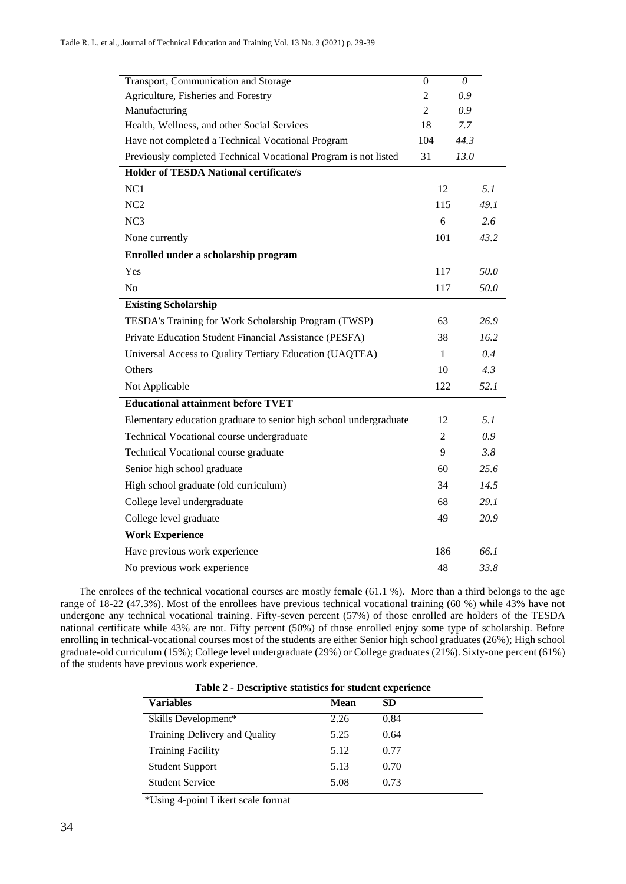| | | |
|---|---|---|
| Transport, Communication and Storage | 0 | *0* |
| Agriculture, Fisheries and Forestry | 2 | *0.9* |
| Manufacturing | 2 | *0.9* |
| Health, Wellness, and other Social Services | 18 | *7.7* |
| Have not completed a Technical Vocational Program | 104 | *44.3* |
| Previously completed Technical Vocational Program is not listed | 31 | *13.0* |
| **Holder of TESDA National certificate/s** | | |
| NC1 | 12 | *5.1* |
| NC2 | 115 | *49.1* |
| NC3 | 6 | *2.6* |
| None currently | 101 | *43.2* |
| **Enrolled under a scholarship program** | | |
| Yes | 117 | *50.0* |
| No | 117 | *50.0* |
| **Existing Scholarship** | | |
| TESDA's Training for Work Scholarship Program (TWSP) | 63 | *26.9* |
| Private Education Student Financial Assistance (PESFA) | 38 | *16.2* |
| Universal Access to Quality Tertiary Education (UAQTEA) | 1 | *0.4* |
| Others | 10 | *4.3* |
| Not Applicable | 122 | *52.1* |
| **Educational attainment before TVET** | | |
| Elementary education graduate to senior high school undergraduate | 12 | *5.1* |
| Technical Vocational course undergraduate | 2 | *0.9* |
| Technical Vocational course graduate | 9 | *3.8* |
| Senior high school graduate | 60 | *25.6* |
| High school graduate (old curriculum) | 34 | *14.5* |
| College level undergraduate | 68 | *29.1* |
| College level graduate | 49 | *20.9* |
| **Work Experience** | | |
| Have previous work experience | 186 | *66.1* |
| No previous work experience | 48 | *33.8* |

The enrolees of the technical vocational courses are mostly female (61.1 %). More than a third belongs to the age range of 18-22 (47.3%). Most of the enrollees have previous technical vocational training (60 %) while 43% have not undergone any technical vocational training. Fifty-seven percent (57%) of those enrolled are holders of the TESDA national certificate while 43% are not. Fifty percent (50%) of those enrolled enjoy some type of scholarship. Before enrolling in technical-vocational courses most of the students are either Senior high school graduates (26%); High school graduate-old curriculum (15%); College level undergraduate (29%) or College graduates (21%). Sixty-one percent (61%) of the students have previous work experience.

**Table 2 - Descriptive statistics for student experience**

| Variables | Mean | SD |
|---|---|---|
| Skills Development* | 2.26 | 0.84 |
| Training Delivery and Quality | 5.25 | 0.64 |
| Training Facility | 5.12 | 0.77 |
| Student Support | 5.13 | 0.70 |
| Student Service | 5.08 | 0.73 |

*Using 4-point Likert scale format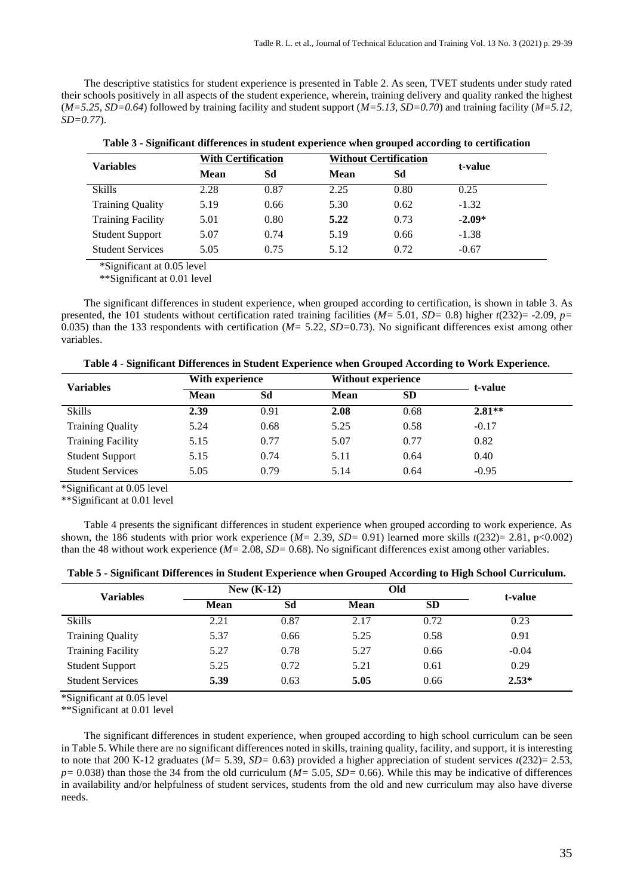The descriptive statistics for student experience is presented in Table 2. As seen, TVET students under study rated their schools positively in all aspects of the student experience, wherein, training delivery and quality ranked the highest (*M=5.25, SD=0.64*) followed by training facility and student support (*M=5.13, SD=0.70*) and training facility (*M=5.12, SD=0.77*).

**Table 3 - Significant differences in student experience when grouped according to certification**

| Variables | With Certification | | Without Certification | | t-value |
|---|---|---|---|---|---|
| | Mean | Sd | Mean | Sd | |
| Skills | 2.28 | 0.87 | 2.25 | 0.80 | 0.25 |
| Training Quality | 5.19 | 0.66 | 5.30 | 0.62 | -1.32 |
| Training Facility | 5.01 | 0.80 | **5.22** | 0.73 | **-2.09*** |
| Student Support | 5.07 | 0.74 | 5.19 | 0.66 | -1.38 |
| Student Services | 5.05 | 0.75 | 5.12 | 0.72 | -0.67 |

*Significant at 0.05 level

**Significant at 0.01 level

The significant differences in student experience, when grouped according to certification, is shown in table 3. As presented, the 101 students without certification rated training facilities (*M*= 5.01, *SD*= 0.8) higher *t*(232)= -2.09, *p*= 0.035) than the 133 respondents with certification (*M*= 5.22, *SD*=0.73). No significant differences exist among other variables.

**Table 4 - Significant Differences in Student Experience when Grouped According to Work Experience.**

| Variables | With experience | | Without experience | | t-value |
|---|---|---|---|---|---|
| | Mean | Sd | Mean | SD | |
| Skills | **2.39** | 0.91 | **2.08** | 0.68 | **2.81**** |
| Training Quality | 5.24 | 0.68 | 5.25 | 0.58 | -0.17 |
| Training Facility | 5.15 | 0.77 | 5.07 | 0.77 | 0.82 |
| Student Support | 5.15 | 0.74 | 5.11 | 0.64 | 0.40 |
| Student Services | 5.05 | 0.79 | 5.14 | 0.64 | -0.95 |

*Significant at 0.05 level

**Significant at 0.01 level

Table 4 presents the significant differences in student experience when grouped according to work experience. As shown, the 186 students with prior work experience (*M*= 2.39, *SD*= 0.91) learned more skills *t*(232)= 2.81, p<0.002) than the 48 without work experience (*M*= 2.08, *SD*= 0.68). No significant differences exist among other variables.

**Table 5 - Significant Differences in Student Experience when Grouped According to High School Curriculum.**

| Variables | New (K-12) | | Old | | t-value |
|---|---|---|---|---|---|
| | Mean | Sd | Mean | SD | |
| Skills | 2.21 | 0.87 | 2.17 | 0.72 | 0.23 |
| Training Quality | 5.37 | 0.66 | 5.25 | 0.58 | 0.91 |
| Training Facility | 5.27 | 0.78 | 5.27 | 0.66 | -0.04 |
| Student Support | 5.25 | 0.72 | 5.21 | 0.61 | 0.29 |
| Student Services | **5.39** | 0.63 | **5.05** | 0.66 | **2.53*** |

*Significant at 0.05 level

**Significant at 0.01 level

The significant differences in student experience, when grouped according to high school curriculum can be seen in Table 5. While there are no significant differences noted in skills, training quality, facility, and support, it is interesting to note that 200 K-12 graduates (*M*= 5.39, *SD*= 0.63) provided a higher appreciation of student services *t*(232)= 2.53, *p*= 0.038) than those the 34 from the old curriculum (*M*= 5.05, *SD*= 0.66). While this may be indicative of differences in availability and/or helpfulness of student services, students from the old and new curriculum may also have diverse needs.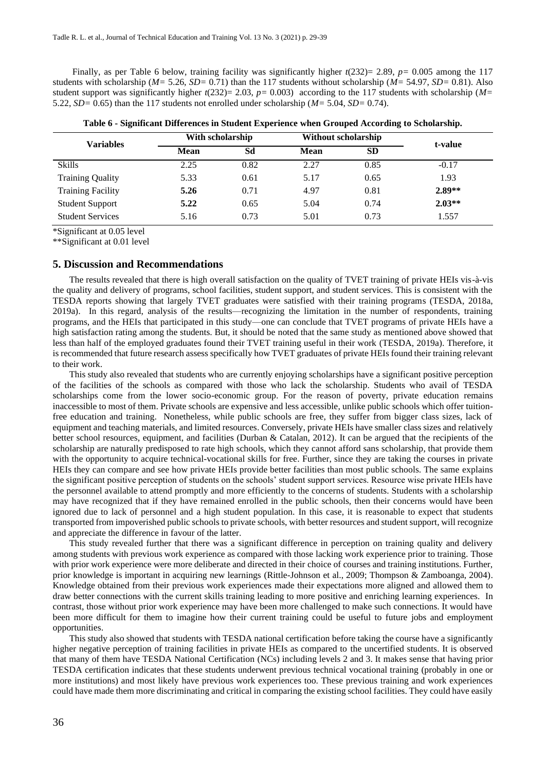Finally, as per Table 6 below, training facility was significantly higher $t(232)= 2.89$, $p= 0.005$ among the 117 students with scholarship ($M= 5.26$, $SD= 0.71$) than the 117 students without scholarship ($M= 54.97$, $SD= 0.81$). Also student support was significantly higher $t(232)= 2.03$, $p= 0.003$) according to the 117 students with scholarship ($M= 5.22$, $SD= 0.65$) than the 117 students not enrolled under scholarship ($M= 5.04$, $SD= 0.74$).

**Table 6 - Significant Differences in Student Experience when Grouped According to Scholarship.**

| Variables | With scholarship | | Without scholarship | | t-value |
|---|---|---|---|---|---|
| | Mean | Sd | Mean | SD | |
| Skills | 2.25 | 0.82 | 2.27 | 0.85 | -0.17 |
| Training Quality | 5.33 | 0.61 | 5.17 | 0.65 | 1.93 |
| Training Facility | **5.26** | 0.71 | 4.97 | 0.81 | **2.89\*\*** |
| Student Support | **5.22** | 0.65 | 5.04 | 0.74 | **2.03\*\*** |
| Student Services | 5.16 | 0.73 | 5.01 | 0.73 | 1.557 |

*Significant at 0.05 level

**Significant at 0.01 level

## 5. Discussion and Recommendations

The results revealed that there is high overall satisfaction on the quality of TVET training of private HEIs vis-à-vis the quality and delivery of programs, school facilities, student support, and student services. This is consistent with the TESDA reports showing that largely TVET graduates were satisfied with their training programs (TESDA, 2018a, 2019a). In this regard, analysis of the results—recognizing the limitation in the number of respondents, training programs, and the HEIs that participated in this study—one can conclude that TVET programs of private HEIs have a high satisfaction rating among the students. But, it should be noted that the same study as mentioned above showed that less than half of the employed graduates found their TVET training useful in their work (TESDA, 2019a). Therefore, it is recommended that future research assess specifically how TVET graduates of private HEIs found their training relevant to their work.

This study also revealed that students who are currently enjoying scholarships have a significant positive perception of the facilities of the schools as compared with those who lack the scholarship. Students who avail of TESDA scholarships come from the lower socio-economic group. For the reason of poverty, private education remains inaccessible to most of them. Private schools are expensive and less accessible, unlike public schools which offer tuition-free education and training. Nonetheless, while public schools are free, they suffer from bigger class sizes, lack of equipment and teaching materials, and limited resources. Conversely, private HEIs have smaller class sizes and relatively better school resources, equipment, and facilities (Durban & Catalan, 2012). It can be argued that the recipients of the scholarship are naturally predisposed to rate high schools, which they cannot afford sans scholarship, that provide them with the opportunity to acquire technical-vocational skills for free. Further, since they are taking the courses in private HEIs they can compare and see how private HEIs provide better facilities than most public schools. The same explains the significant positive perception of students on the schools' student support services. Resource wise private HEIs have the personnel available to attend promptly and more efficiently to the concerns of students. Students with a scholarship may have recognized that if they have remained enrolled in the public schools, then their concerns would have been ignored due to lack of personnel and a high student population. In this case, it is reasonable to expect that students transported from impoverished public schools to private schools, with better resources and student support, will recognize and appreciate the difference in favour of the latter.

This study revealed further that there was a significant difference in perception on training quality and delivery among students with previous work experience as compared with those lacking work experience prior to training. Those with prior work experience were more deliberate and directed in their choice of courses and training institutions. Further, prior knowledge is important in acquiring new learnings (Rittle-Johnson et al., 2009; Thompson & Zamboanga, 2004). Knowledge obtained from their previous work experiences made their expectations more aligned and allowed them to draw better connections with the current skills training leading to more positive and enriching learning experiences. In contrast, those without prior work experience may have been more challenged to make such connections. It would have been more difficult for them to imagine how their current training could be useful to future jobs and employment opportunities.

This study also showed that students with TESDA national certification before taking the course have a significantly higher negative perception of training facilities in private HEIs as compared to the uncertified students. It is observed that many of them have TESDA National Certification (NCs) including levels 2 and 3. It makes sense that having prior TESDA certification indicates that these students underwent previous technical vocational training (probably in one or more institutions) and most likely have previous work experiences too. These previous training and work experiences could have made them more discriminating and critical in comparing the existing school facilities. They could have easily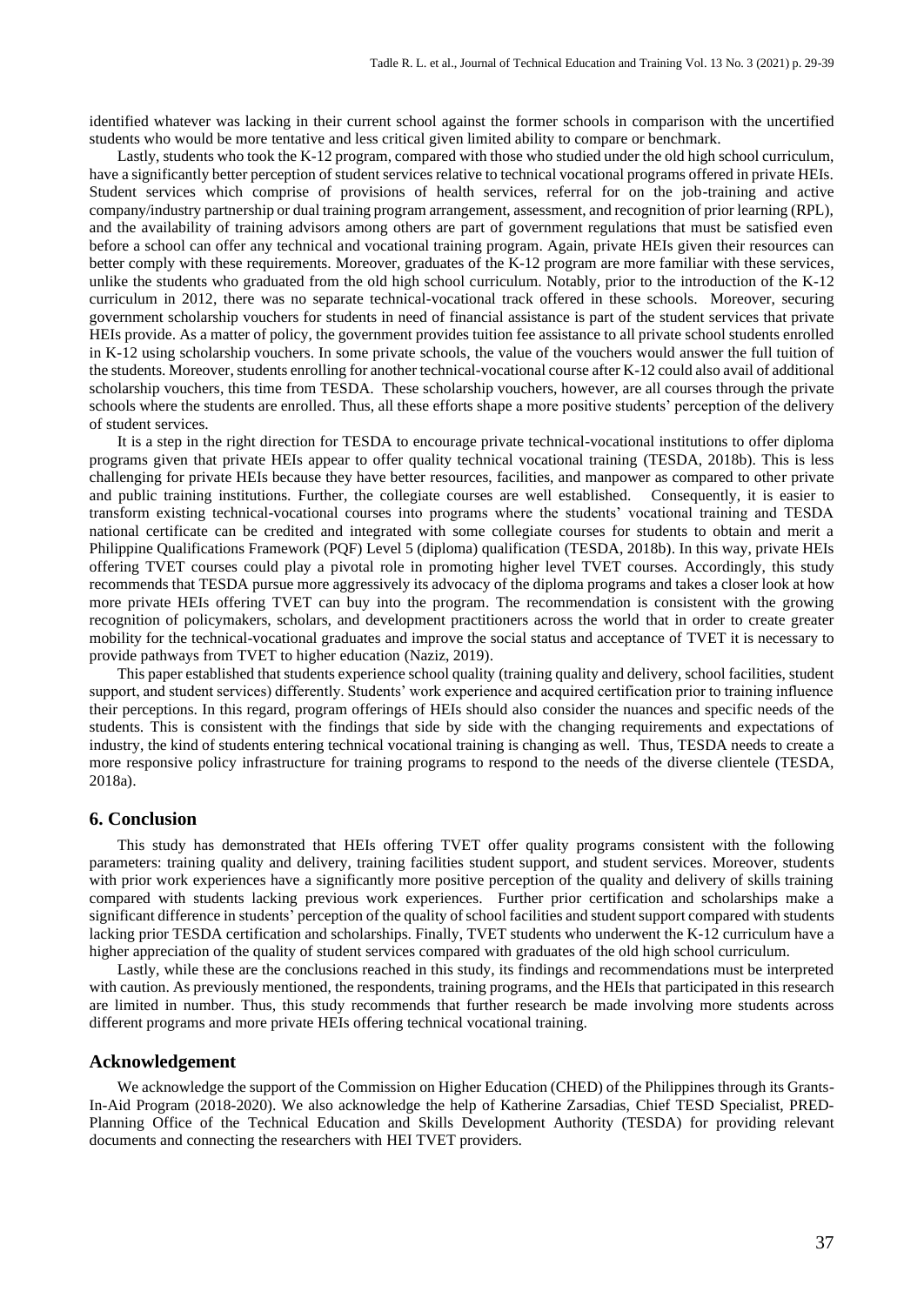identified whatever was lacking in their current school against the former schools in comparison with the uncertified students who would be more tentative and less critical given limited ability to compare or benchmark.

Lastly, students who took the K-12 program, compared with those who studied under the old high school curriculum, have a significantly better perception of student services relative to technical vocational programs offered in private HEIs. Student services which comprise of provisions of health services, referral for on the job-training and active company/industry partnership or dual training program arrangement, assessment, and recognition of prior learning (RPL), and the availability of training advisors among others are part of government regulations that must be satisfied even before a school can offer any technical and vocational training program. Again, private HEIs given their resources can better comply with these requirements. Moreover, graduates of the K-12 program are more familiar with these services, unlike the students who graduated from the old high school curriculum. Notably, prior to the introduction of the K-12 curriculum in 2012, there was no separate technical-vocational track offered in these schools. Moreover, securing government scholarship vouchers for students in need of financial assistance is part of the student services that private HEIs provide. As a matter of policy, the government provides tuition fee assistance to all private school students enrolled in K-12 using scholarship vouchers. In some private schools, the value of the vouchers would answer the full tuition of the students. Moreover, students enrolling for another technical-vocational course after K-12 could also avail of additional scholarship vouchers, this time from TESDA. These scholarship vouchers, however, are all courses through the private schools where the students are enrolled. Thus, all these efforts shape a more positive students' perception of the delivery of student services.

It is a step in the right direction for TESDA to encourage private technical-vocational institutions to offer diploma programs given that private HEIs appear to offer quality technical vocational training (TESDA, 2018b). This is less challenging for private HEIs because they have better resources, facilities, and manpower as compared to other private and public training institutions. Further, the collegiate courses are well established. Consequently, it is easier to transform existing technical-vocational courses into programs where the students' vocational training and TESDA national certificate can be credited and integrated with some collegiate courses for students to obtain and merit a Philippine Qualifications Framework (PQF) Level 5 (diploma) qualification (TESDA, 2018b). In this way, private HEIs offering TVET courses could play a pivotal role in promoting higher level TVET courses. Accordingly, this study recommends that TESDA pursue more aggressively its advocacy of the diploma programs and takes a closer look at how more private HEIs offering TVET can buy into the program. The recommendation is consistent with the growing recognition of policymakers, scholars, and development practitioners across the world that in order to create greater mobility for the technical-vocational graduates and improve the social status and acceptance of TVET it is necessary to provide pathways from TVET to higher education (Naziz, 2019).

This paper established that students experience school quality (training quality and delivery, school facilities, student support, and student services) differently. Students' work experience and acquired certification prior to training influence their perceptions. In this regard, program offerings of HEIs should also consider the nuances and specific needs of the students. This is consistent with the findings that side by side with the changing requirements and expectations of industry, the kind of students entering technical vocational training is changing as well. Thus, TESDA needs to create a more responsive policy infrastructure for training programs to respond to the needs of the diverse clientele (TESDA, 2018a).

## 6. Conclusion

This study has demonstrated that HEIs offering TVET offer quality programs consistent with the following parameters: training quality and delivery, training facilities student support, and student services. Moreover, students with prior work experiences have a significantly more positive perception of the quality and delivery of skills training compared with students lacking previous work experiences. Further prior certification and scholarships make a significant difference in students' perception of the quality of school facilities and student support compared with students lacking prior TESDA certification and scholarships. Finally, TVET students who underwent the K-12 curriculum have a higher appreciation of the quality of student services compared with graduates of the old high school curriculum.

Lastly, while these are the conclusions reached in this study, its findings and recommendations must be interpreted with caution. As previously mentioned, the respondents, training programs, and the HEIs that participated in this research are limited in number. Thus, this study recommends that further research be made involving more students across different programs and more private HEIs offering technical vocational training.

## Acknowledgement

We acknowledge the support of the Commission on Higher Education (CHED) of the Philippines through its Grants-In-Aid Program (2018-2020). We also acknowledge the help of Katherine Zarsadias, Chief TESD Specialist, PRED-Planning Office of the Technical Education and Skills Development Authority (TESDA) for providing relevant documents and connecting the researchers with HEI TVET providers.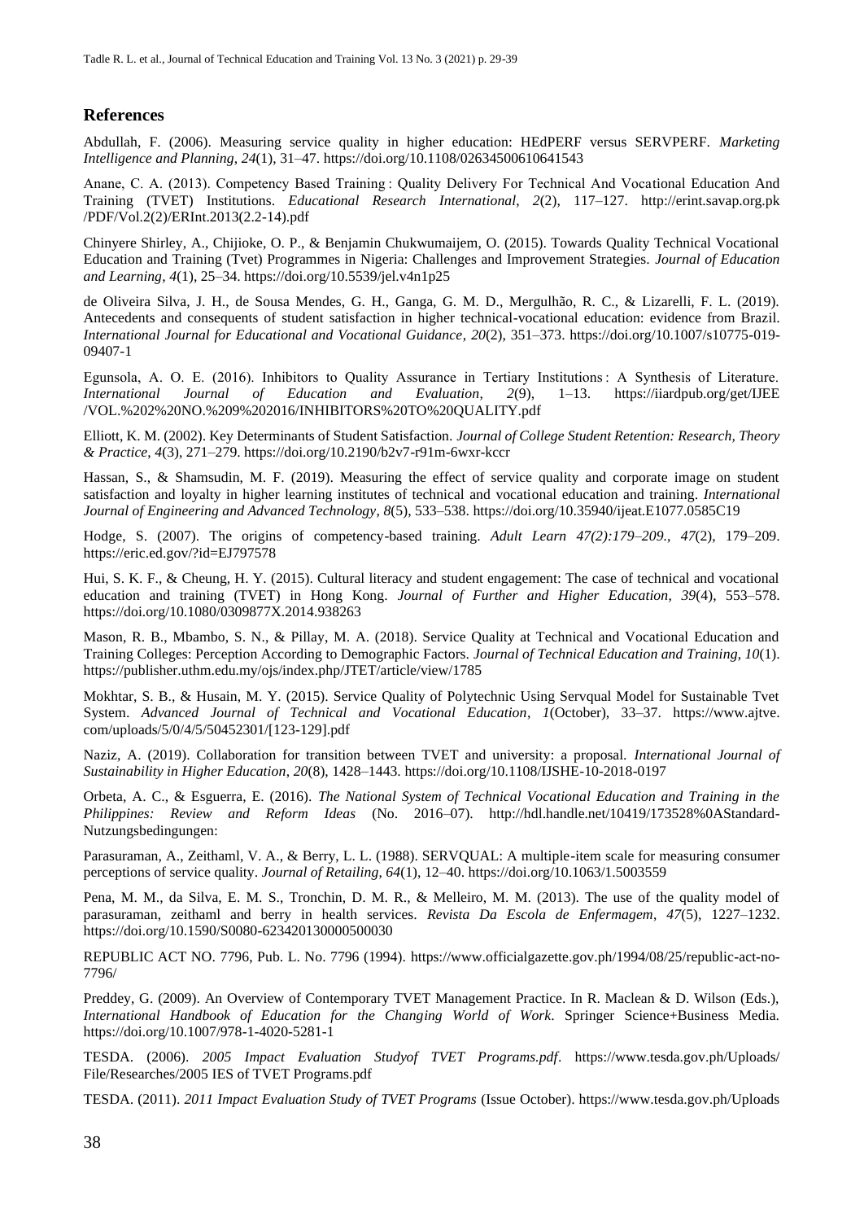## References

Abdullah, F. (2006). Measuring service quality in higher education: HEdPERF versus SERVPERF. *Marketing Intelligence and Planning*, *24*(1), 31–47. https://doi.org/10.1108/02634500610641543

Anane, C. A. (2013). Competency Based Training : Quality Delivery For Technical And Vocational Education And Training (TVET) Institutions. *Educational Research International*, *2*(2), 117–127. http://erint.savap.org.pk /PDF/Vol.2(2)/ERInt.2013(2.2-14).pdf

Chinyere Shirley, A., Chijioke, O. P., & Benjamin Chukwumaijem, O. (2015). Towards Quality Technical Vocational Education and Training (Tvet) Programmes in Nigeria: Challenges and Improvement Strategies. *Journal of Education and Learning*, *4*(1), 25–34. https://doi.org/10.5539/jel.v4n1p25

de Oliveira Silva, J. H., de Sousa Mendes, G. H., Ganga, G. M. D., Mergulhão, R. C., & Lizarelli, F. L. (2019). Antecedents and consequents of student satisfaction in higher technical-vocational education: evidence from Brazil. *International Journal for Educational and Vocational Guidance*, *20*(2), 351–373. https://doi.org/10.1007/s10775-019-09407-1

Egunsola, A. O. E. (2016). Inhibitors to Quality Assurance in Tertiary Institutions : A Synthesis of Literature. *International Journal of Education and Evaluation*, *2*(9), 1–13. https://iiardpub.org/get/IJEE /VOL.%202%20NO.%209%202016/INHIBITORS%20TO%20QUALITY.pdf

Elliott, K. M. (2002). Key Determinants of Student Satisfaction. *Journal of College Student Retention: Research, Theory & Practice*, *4*(3), 271–279. https://doi.org/10.2190/b2v7-r91m-6wxr-kccr

Hassan, S., & Shamsudin, M. F. (2019). Measuring the effect of service quality and corporate image on student satisfaction and loyalty in higher learning institutes of technical and vocational education and training. *International Journal of Engineering and Advanced Technology*, *8*(5), 533–538. https://doi.org/10.35940/ijeat.E1077.0585C19

Hodge, S. (2007). The origins of competency-based training. *Adult Learn 47(2):179–209.*, *47*(2), 179–209. https://eric.ed.gov/?id=EJ797578

Hui, S. K. F., & Cheung, H. Y. (2015). Cultural literacy and student engagement: The case of technical and vocational education and training (TVET) in Hong Kong. *Journal of Further and Higher Education*, *39*(4), 553–578. https://doi.org/10.1080/0309877X.2014.938263

Mason, R. B., Mbambo, S. N., & Pillay, M. A. (2018). Service Quality at Technical and Vocational Education and Training Colleges: Perception According to Demographic Factors. *Journal of Technical Education and Training*, *10*(1). https://publisher.uthm.edu.my/ojs/index.php/JTET/article/view/1785

Mokhtar, S. B., & Husain, M. Y. (2015). Service Quality of Polytechnic Using Servqual Model for Sustainable Tvet System. *Advanced Journal of Technical and Vocational Education*, *1*(October), 33–37. https://www.ajtve. com/uploads/5/0/4/5/50452301/[123-129].pdf

Naziz, A. (2019). Collaboration for transition between TVET and university: a proposal. *International Journal of Sustainability in Higher Education*, *20*(8), 1428–1443. https://doi.org/10.1108/IJSHE-10-2018-0197

Orbeta, A. C., & Esguerra, E. (2016). *The National System of Technical Vocational Education and Training in the Philippines: Review and Reform Ideas* (No. 2016–07). http://hdl.handle.net/10419/173528%0AStandard-Nutzungsbedingungen:

Parasuraman, A., Zeithaml, V. A., & Berry, L. L. (1988). SERVQUAL: A multiple-item scale for measuring consumer perceptions of service quality. *Journal of Retailing*, *64*(1), 12–40. https://doi.org/10.1063/1.5003559

Pena, M. M., da Silva, E. M. S., Tronchin, D. M. R., & Melleiro, M. M. (2013). The use of the quality model of parasuraman, zeithaml and berry in health services. *Revista Da Escola de Enfermagem*, *47*(5), 1227–1232. https://doi.org/10.1590/S0080-623420130000500030

REPUBLIC ACT NO. 7796, Pub. L. No. 7796 (1994). https://www.officialgazette.gov.ph/1994/08/25/republic-act-no-7796/

Preddey, G. (2009). An Overview of Contemporary TVET Management Practice. In R. Maclean & D. Wilson (Eds.), *International Handbook of Education for the Changing World of Work*. Springer Science+Business Media. https://doi.org/10.1007/978-1-4020-5281-1

TESDA. (2006). *2005 Impact Evaluation Studyof TVET Programs.pdf*. https://www.tesda.gov.ph/Uploads/ File/Researches/2005 IES of TVET Programs.pdf

TESDA. (2011). *2011 Impact Evaluation Study of TVET Programs* (Issue October). https://www.tesda.gov.ph/Uploads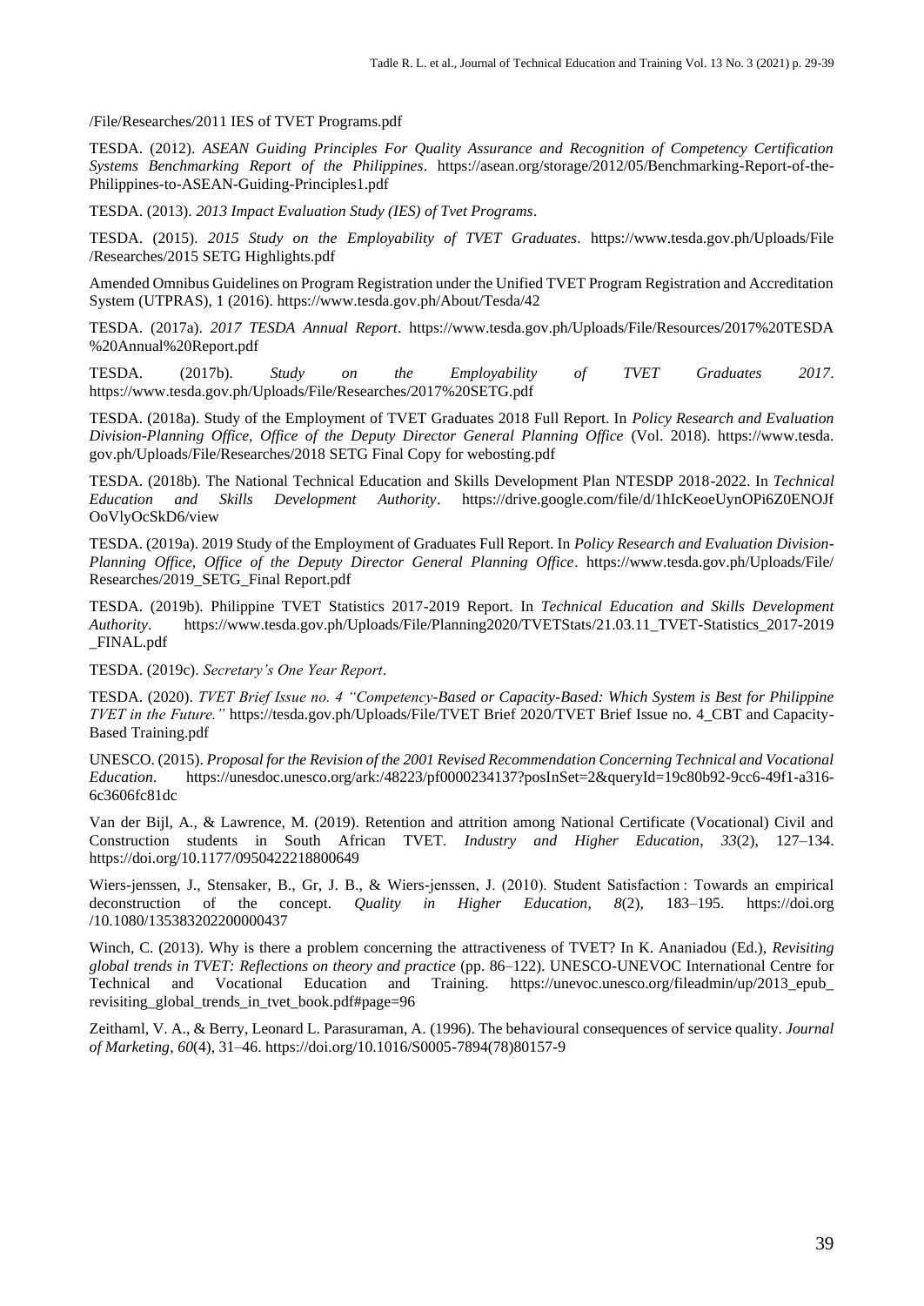/File/Researches/2011 IES of TVET Programs.pdf

TESDA. (2012). *ASEAN Guiding Principles For Quality Assurance and Recognition of Competency Certification Systems Benchmarking Report of the Philippines*. https://asean.org/storage/2012/05/Benchmarking-Report-of-the-Philippines-to-ASEAN-Guiding-Principles1.pdf

TESDA. (2013). *2013 Impact Evaluation Study (IES) of Tvet Programs*.

TESDA. (2015). *2015 Study on the Employability of TVET Graduates*. https://www.tesda.gov.ph/Uploads/File/Researches/2015 SETG Highlights.pdf

Amended Omnibus Guidelines on Program Registration under the Unified TVET Program Registration and Accreditation System (UTPRAS), 1 (2016). https://www.tesda.gov.ph/About/Tesda/42

TESDA. (2017a). *2017 TESDA Annual Report*. https://www.tesda.gov.ph/Uploads/File/Resources/2017%20TESDA%20Annual%20Report.pdf

TESDA. (2017b). *Study on the Employability of TVET Graduates 2017*. https://www.tesda.gov.ph/Uploads/File/Researches/2017%20SETG.pdf

TESDA. (2018a). Study of the Employment of TVET Graduates 2018 Full Report. In *Policy Research and Evaluation Division-Planning Office, Office of the Deputy Director General Planning Office* (Vol. 2018). https://www.tesda.gov.ph/Uploads/File/Researches/2018 SETG Final Copy for webosting.pdf

TESDA. (2018b). The National Technical Education and Skills Development Plan NTESDP 2018-2022. In *Technical Education and Skills Development Authority*. https://drive.google.com/file/d/1hIcKeoeUynOPi6Z0ENOJfOoVlyOcSkD6/view

TESDA. (2019a). 2019 Study of the Employment of Graduates Full Report. In *Policy Research and Evaluation Division-Planning Office, Office of the Deputy Director General Planning Office*. https://www.tesda.gov.ph/Uploads/File/Researches/2019_SETG_Final Report.pdf

TESDA. (2019b). Philippine TVET Statistics 2017-2019 Report. In *Technical Education and Skills Development Authority*. https://www.tesda.gov.ph/Uploads/File/Planning2020/TVETStats/21.03.11_TVET-Statistics_2017-2019_FINAL.pdf

TESDA. (2019c). *Secretary's One Year Report*.

TESDA. (2020). *TVET Brief Issue no. 4 "Competency-Based or Capacity-Based: Which System is Best for Philippine TVET in the Future."* https://tesda.gov.ph/Uploads/File/TVET Brief 2020/TVET Brief Issue no. 4_CBT and Capacity-Based Training.pdf

UNESCO. (2015). *Proposal for the Revision of the 2001 Revised Recommendation Concerning Technical and Vocational Education*. https://unesdoc.unesco.org/ark:/48223/pf0000234137?posInSet=2&queryId=19c80b92-9cc6-49f1-a316-6c3606fc81dc

Van der Bijl, A., & Lawrence, M. (2019). Retention and attrition among National Certificate (Vocational) Civil and Construction students in South African TVET. *Industry and Higher Education*, *33*(2), 127–134. https://doi.org/10.1177/0950422218800649

Wiers-jenssen, J., Stensaker, B., Gr, J. B., & Wiers-jenssen, J. (2010). Student Satisfaction : Towards an empirical deconstruction of the concept. *Quality in Higher Education*, *8*(2), 183–195. https://doi.org/10.1080/135383202200000437

Winch, C. (2013). Why is there a problem concerning the attractiveness of TVET? In K. Ananiadou (Ed.), *Revisiting global trends in TVET: Reflections on theory and practice* (pp. 86–122). UNESCO-UNEVOC International Centre for Technical and Vocational Education and Training. https://unevoc.unesco.org/fileadmin/up/2013_epub_revisiting_global_trends_in_tvet_book.pdf#page=96

Zeithaml, V. A., & Berry, Leonard L. Parasuraman, A. (1996). The behavioural consequences of service quality. *Journal of Marketing*, *60*(4), 31–46. https://doi.org/10.1016/S0005-7894(78)80157-9